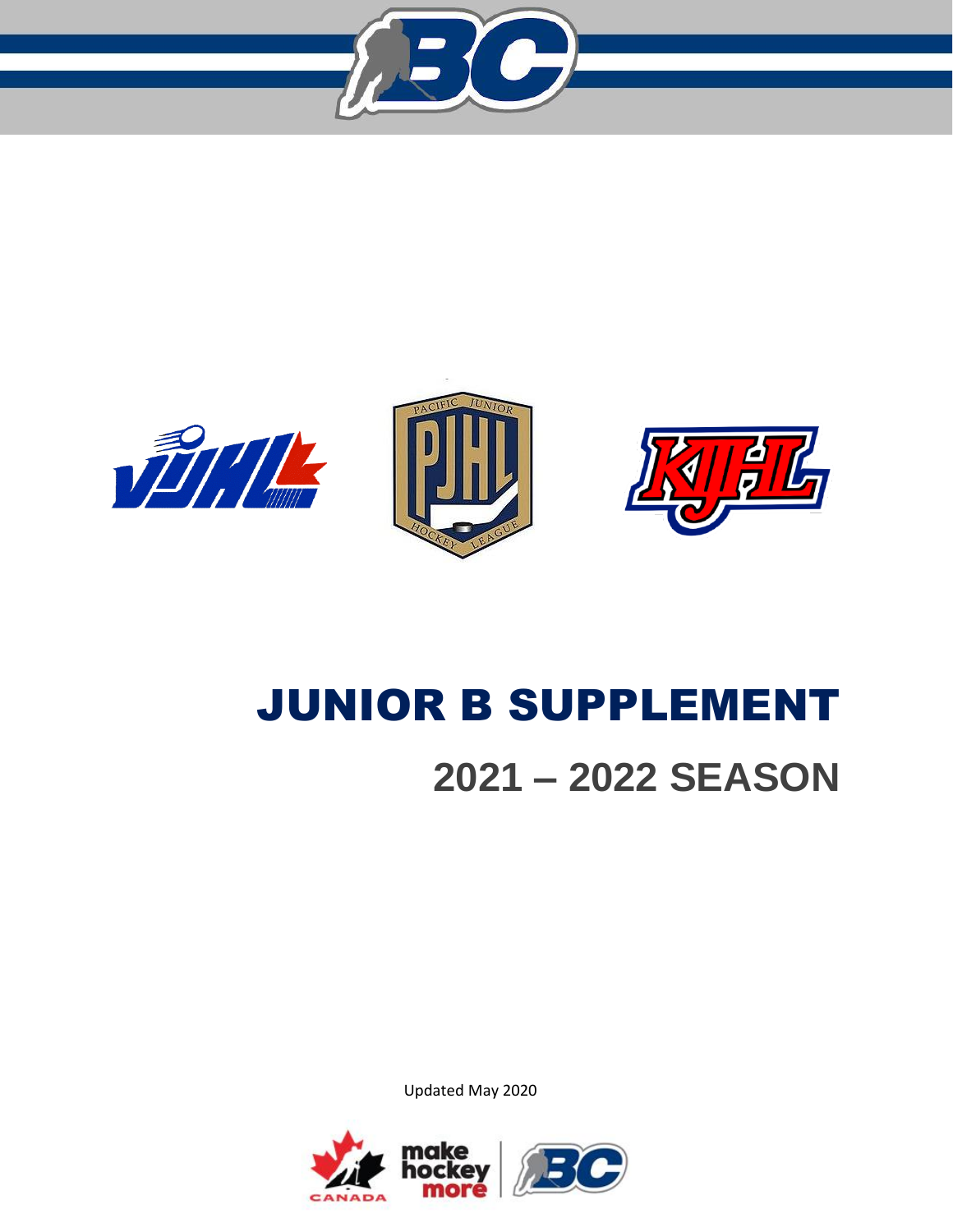# JUNIOR B SUPPLEMENT

## 2021 – 2022 SEASON

Updated May 2020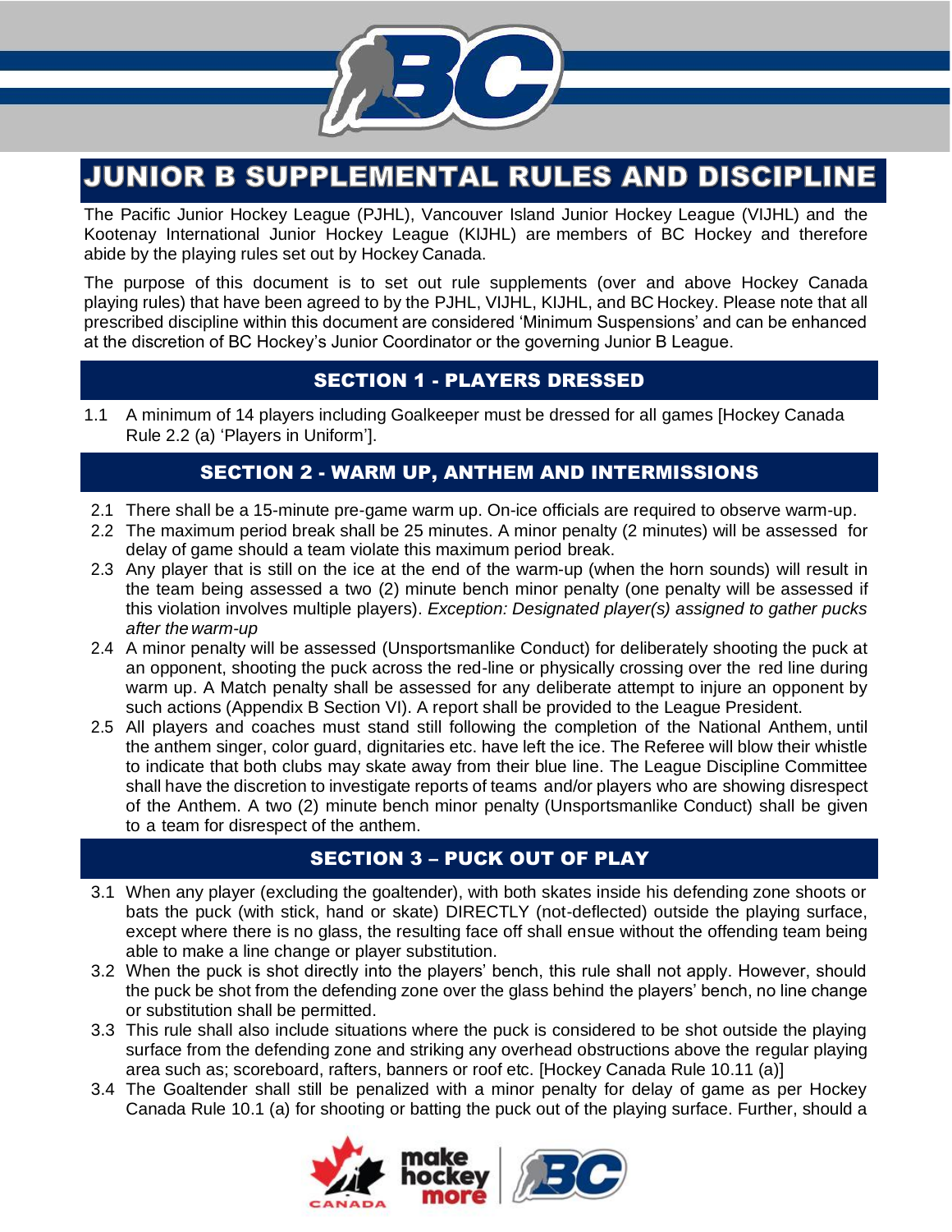# JUNIOR B SUPPLEMENTAL RULES AND DISCIPLINE

The Pacific Junior Hockey League (PJHL), Vancouver Island Junior Hockey League (VIJHL) and the Kootenay International Junior Hockey League (KIJHL) are members of BC Hockey and therefore abide by the playing rules set out by Hockey Canada.

The purpose of this document is to set out rule supplements (over and above Hockey Canada playing rules) that have been agreed to by the PJHL, VIJHL, KIJHL, and BC Hockey. Please note that all prescribed discipline within this document are considered 'Minimum Suspensions' and can be enhanced at the discretion of BC Hockey's Junior Coordinator or the governing Junior B League.

## SECTION 1 - PLAYERS DRESSED

1.1 A minimum of 14 players including Goalkeeper must be dressed for all games [Hockey Canada Rule 2.2 (a) 'Players in Uniform'].

## SECTION 2 - WARM UP, ANTHEM AND INTERMISSIONS

2.1 There shall be a 15-minute pre-game warm up. On-ice officials are required to observe warm-up.

2.2 The maximum period break shall be 25 minutes. A minor penalty (2 minutes) will be assessed for delay of game should a team violate this maximum period break.

2.3 Any player that is still on the ice at the end of the warm-up (when the horn sounds) will result in the team being assessed a two (2) minute bench minor penalty (one penalty will be assessed if this violation involves multiple players). *Exception: Designated player(s) assigned to gather pucks after the warm-up*

2.4 A minor penalty will be assessed (Unsportsmanlike Conduct) for deliberately shooting the puck at an opponent, shooting the puck across the red-line or physically crossing over the red line during warm up. A Match penalty shall be assessed for any deliberate attempt to injure an opponent by such actions (Appendix B Section VI). A report shall be provided to the League President.

2.5 All players and coaches must stand still following the completion of the National Anthem, until the anthem singer, color guard, dignitaries etc. have left the ice. The Referee will blow their whistle to indicate that both clubs may skate away from their blue line. The League Discipline Committee shall have the discretion to investigate reports of teams and/or players who are showing disrespect of the Anthem. A two (2) minute bench minor penalty (Unsportsmanlike Conduct) shall be given to a team for disrespect of the anthem.

## SECTION 3 – PUCK OUT OF PLAY

3.1 When any player (excluding the goaltender), with both skates inside his defending zone shoots or bats the puck (with stick, hand or skate) DIRECTLY (not-deflected) outside the playing surface, except where there is no glass, the resulting face off shall ensue without the offending team being able to make a line change or player substitution.

3.2 When the puck is shot directly into the players' bench, this rule shall not apply. However, should the puck be shot from the defending zone over the glass behind the players' bench, no line change or substitution shall be permitted.

3.3 This rule shall also include situations where the puck is considered to be shot outside the playing surface from the defending zone and striking any overhead obstructions above the regular playing area such as; scoreboard, rafters, banners or roof etc. [Hockey Canada Rule 10.11 (a)]

3.4 The Goaltender shall still be penalized with a minor penalty for delay of game as per Hockey Canada Rule 10.1 (a) for shooting or batting the puck out of the playing surface. Further, should a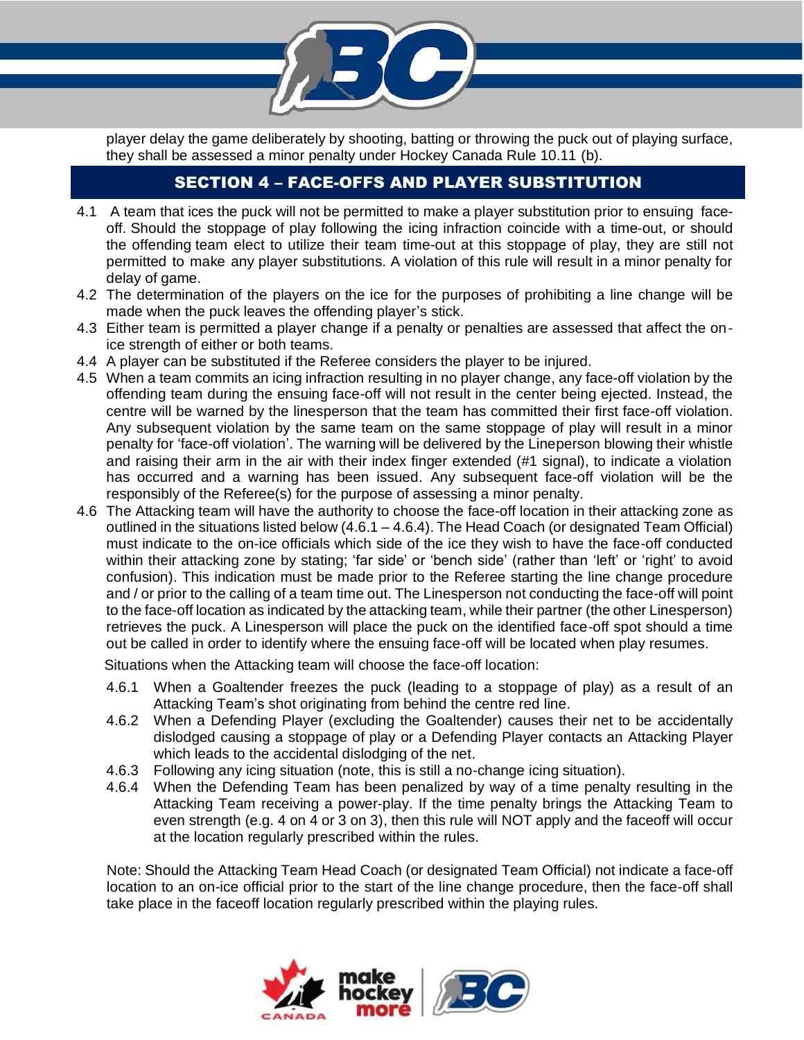player delay the game deliberately by shooting, batting or throwing the puck out of playing surface, they shall be assessed a minor penalty under Hockey Canada Rule 10.11 (b).

## SECTION 4 – FACE-OFFS AND PLAYER SUBSTITUTION

4.1 A team that ices the puck will not be permitted to make a player substitution prior to ensuing face-off. Should the stoppage of play following the icing infraction coincide with a time-out, or should the offending team elect to utilize their team time-out at this stoppage of play, they are still not permitted to make any player substitutions. A violation of this rule will result in a minor penalty for delay of game.

4.2 The determination of the players on the ice for the purposes of prohibiting a line change will be made when the puck leaves the offending player's stick.

4.3 Either team is permitted a player change if a penalty or penalties are assessed that affect the on-ice strength of either or both teams.

4.4 A player can be substituted if the Referee considers the player to be injured.

4.5 When a team commits an icing infraction resulting in no player change, any face-off violation by the offending team during the ensuing face-off will not result in the center being ejected. Instead, the centre will be warned by the linesperson that the team has committed their first face-off violation. Any subsequent violation by the same team on the same stoppage of play will result in a minor penalty for 'face-off violation'. The warning will be delivered by the Lineperson blowing their whistle and raising their arm in the air with their index finger extended (#1 signal), to indicate a violation has occurred and a warning has been issued. Any subsequent face-off violation will be the responsibly of the Referee(s) for the purpose of assessing a minor penalty.

4.6 The Attacking team will have the authority to choose the face-off location in their attacking zone as outlined in the situations listed below (4.6.1 – 4.6.4). The Head Coach (or designated Team Official) must indicate to the on-ice officials which side of the ice they wish to have the face-off conducted within their attacking zone by stating; 'far side' or 'bench side' (rather than 'left' or 'right' to avoid confusion). This indication must be made prior to the Referee starting the line change procedure and / or prior to the calling of a team time out. The Linesperson not conducting the face-off will point to the face-off location as indicated by the attacking team, while their partner (the other Linesperson) retrieves the puck. A Linesperson will place the puck on the identified face-off spot should a time out be called in order to identify where the ensuing face-off will be located when play resumes.

Situations when the Attacking team will choose the face-off location:

4.6.1 When a Goaltender freezes the puck (leading to a stoppage of play) as a result of an Attacking Team's shot originating from behind the centre red line.

4.6.2 When a Defending Player (excluding the Goaltender) causes their net to be accidentally dislodged causing a stoppage of play or a Defending Player contacts an Attacking Player which leads to the accidental dislodging of the net.

4.6.3 Following any icing situation (note, this is still a no-change icing situation).

4.6.4 When the Defending Team has been penalized by way of a time penalty resulting in the Attacking Team receiving a power-play. If the time penalty brings the Attacking Team to even strength (e.g. 4 on 4 or 3 on 3), then this rule will NOT apply and the faceoff will occur at the location regularly prescribed within the rules.

Note: Should the Attacking Team Head Coach (or designated Team Official) not indicate a face-off location to an on-ice official prior to the start of the line change procedure, then the face-off shall take place in the faceoff location regularly prescribed within the playing rules.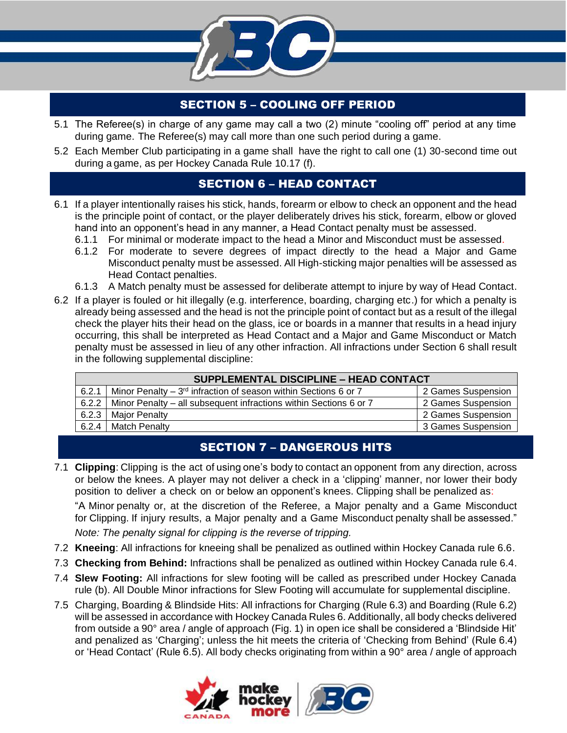## SECTION 5 – COOLING OFF PERIOD

5.1 The Referee(s) in charge of any game may call a two (2) minute "cooling off" period at any time during game. The Referee(s) may call more than one such period during a game.

5.2 Each Member Club participating in a game shall have the right to call one (1) 30-second time out during a game, as per Hockey Canada Rule 10.17 (f).

## SECTION 6 – HEAD CONTACT

6.1 If a player intentionally raises his stick, hands, forearm or elbow to check an opponent and the head is the principle point of contact, or the player deliberately drives his stick, forearm, elbow or gloved hand into an opponent's head in any manner, a Head Contact penalty must be assessed.

- 6.1.1 For minimal or moderate impact to the head a Minor and Misconduct must be assessed.
- 6.1.2 For moderate to severe degrees of impact directly to the head a Major and Game Misconduct penalty must be assessed. All High-sticking major penalties will be assessed as Head Contact penalties.
- 6.1.3 A Match penalty must be assessed for deliberate attempt to injure by way of Head Contact.

6.2 If a player is fouled or hit illegally (e.g. interference, boarding, charging etc.) for which a penalty is already being assessed and the head is not the principle point of contact but as a result of the illegal check the player hits their head on the glass, ice or boards in a manner that results in a head injury occurring, this shall be interpreted as Head Contact and a Major and Game Misconduct or Match penalty must be assessed in lieu of any other infraction. All infractions under Section 6 shall result in the following supplemental discipline:

| SUPPLEMENTAL DISCIPLINE – HEAD CONTACT | | |
|---|---|---|
| 6.2.1 | Minor Penalty – 3rd infraction of season within Sections 6 or 7 | 2 Games Suspension |
| 6.2.2 | Minor Penalty – all subsequent infractions within Sections 6 or 7 | 2 Games Suspension |
| 6.2.3 | Major Penalty | 2 Games Suspension |
| 6.2.4 | Match Penalty | 3 Games Suspension |

## SECTION 7 – DANGEROUS HITS

7.1 **Clipping**: Clipping is the act of using one's body to contact an opponent from any direction, across or below the knees. A player may not deliver a check in a 'clipping' manner, nor lower their body position to deliver a check on or below an opponent's knees. Clipping shall be penalized as:

"A Minor penalty or, at the discretion of the Referee, a Major penalty and a Game Misconduct for Clipping. If injury results, a Major penalty and a Game Misconduct penalty shall be assessed."

*Note: The penalty signal for clipping is the reverse of tripping.*

7.2 **Kneeing**: All infractions for kneeing shall be penalized as outlined within Hockey Canada rule 6.6.

7.3 **Checking from Behind:** Infractions shall be penalized as outlined within Hockey Canada rule 6.4.

7.4 **Slew Footing:** All infractions for slew footing will be called as prescribed under Hockey Canada rule (b). All Double Minor infractions for Slew Footing will accumulate for supplemental discipline.

7.5 Charging, Boarding & Blindside Hits: All infractions for Charging (Rule 6.3) and Boarding (Rule 6.2) will be assessed in accordance with Hockey Canada Rules 6. Additionally, all body checks delivered from outside a 90° area / angle of approach (Fig. 1) in open ice shall be considered a 'Blindside Hit' and penalized as 'Charging'; unless the hit meets the criteria of 'Checking from Behind' (Rule 6.4) or 'Head Contact' (Rule 6.5). All body checks originating from within a 90° area / angle of approach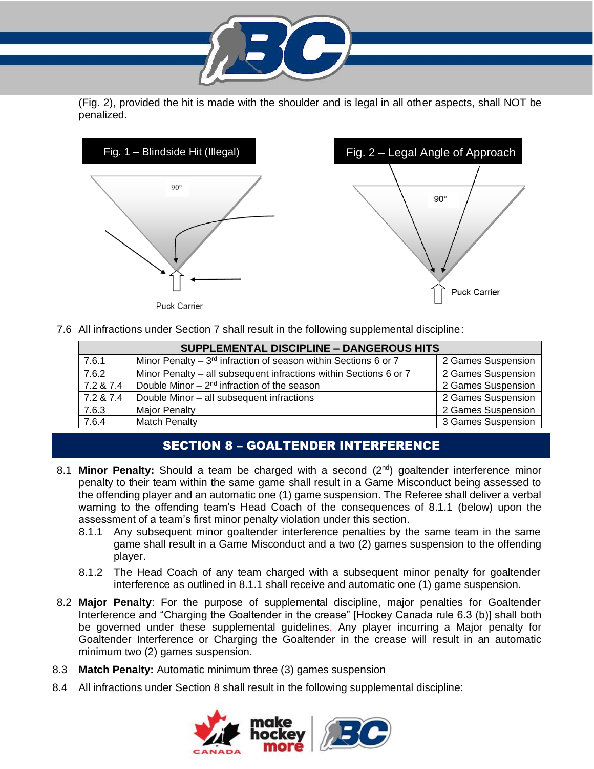(Fig. 2), provided the hit is made with the shoulder and is legal in all other aspects, shall NOT be penalized.

Fig. 1 – Blindside Hit (Illegal)

Fig. 2 – Legal Angle of Approach

7.6 All infractions under Section 7 shall result in the following supplemental discipline:

| SUPPLEMENTAL DISCIPLINE – DANGEROUS HITS | | |
|---|---|---|
| 7.6.1 | Minor Penalty – 3rd infraction of season within Sections 6 or 7 | 2 Games Suspension |
| 7.6.2 | Minor Penalty – all subsequent infractions within Sections 6 or 7 | 2 Games Suspension |
| 7.2 & 7.4 | Double Minor – 2nd infraction of the season | 2 Games Suspension |
| 7.2 & 7.4 | Double Minor – all subsequent infractions | 2 Games Suspension |
| 7.6.3 | Major Penalty | 2 Games Suspension |
| 7.6.4 | Match Penalty | 3 Games Suspension |

## SECTION 8 – GOALTENDER INTERFERENCE

8.1 **Minor Penalty:** Should a team be charged with a second (2nd) goaltender interference minor penalty to their team within the same game shall result in a Game Misconduct being assessed to the offending player and an automatic one (1) game suspension. The Referee shall deliver a verbal warning to the offending team's Head Coach of the consequences of 8.1.1 (below) upon the assessment of a team's first minor penalty violation under this section.

8.1.1 Any subsequent minor goaltender interference penalties by the same team in the same game shall result in a Game Misconduct and a two (2) games suspension to the offending player.

8.1.2 The Head Coach of any team charged with a subsequent minor penalty for goaltender interference as outlined in 8.1.1 shall receive and automatic one (1) game suspension.

8.2 **Major Penalty**: For the purpose of supplemental discipline, major penalties for Goaltender Interference and "Charging the Goaltender in the crease" [Hockey Canada rule 6.3 (b)] shall both be governed under these supplemental guidelines. Any player incurring a Major penalty for Goaltender Interference or Charging the Goaltender in the crease will result in an automatic minimum two (2) games suspension.

8.3 **Match Penalty:** Automatic minimum three (3) games suspension

8.4 All infractions under Section 8 shall result in the following supplemental discipline: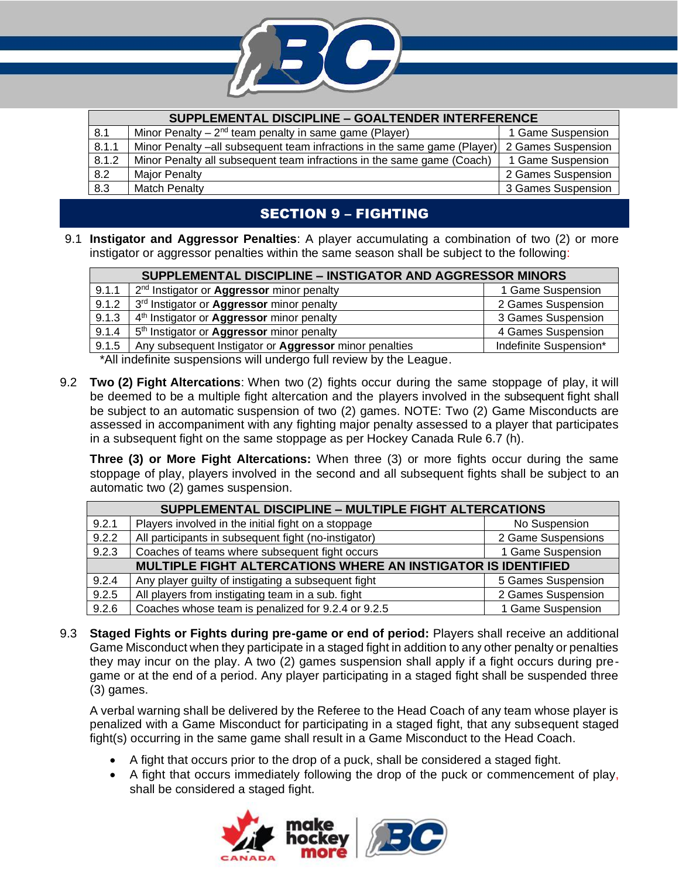| SUPPLEMENTAL DISCIPLINE – GOALTENDER INTERFERENCE | | |
|---|---|---|
| 8.1 | Minor Penalty – 2nd team penalty in same game (Player) | 1 Game Suspension |
| 8.1.1 | Minor Penalty –all subsequent team infractions in the same game (Player) | 2 Games Suspension |
| 8.1.2 | Minor Penalty all subsequent team infractions in the same game (Coach) | 1 Game Suspension |
| 8.2 | Major Penalty | 2 Games Suspension |
| 8.3 | Match Penalty | 3 Games Suspension |

## SECTION 9 – FIGHTING

9.1 **Instigator and Aggressor Penalties**: A player accumulating a combination of two (2) or more instigator or aggressor penalties within the same season shall be subject to the following:

| SUPPLEMENTAL DISCIPLINE – INSTIGATOR AND AGGRESSOR MINORS | | |
|---|---|---|
| 9.1.1 | 2nd Instigator or **Aggressor** minor penalty | 1 Game Suspension |
| 9.1.2 | 3rd Instigator or **Aggressor** minor penalty | 2 Games Suspension |
| 9.1.3 | 4th Instigator or **Aggressor** minor penalty | 3 Games Suspension |
| 9.1.4 | 5th Instigator or **Aggressor** minor penalty | 4 Games Suspension |
| 9.1.5 | Any subsequent Instigator or **Aggressor** minor penalties | Indefinite Suspension* |

*All indefinite suspensions will undergo full review by the League.

9.2 **Two (2) Fight Altercations**: When two (2) fights occur during the same stoppage of play, it will be deemed to be a multiple fight altercation and the players involved in the subsequent fight shall be subject to an automatic suspension of two (2) games. NOTE: Two (2) Game Misconducts are assessed in accompaniment with any fighting major penalty assessed to a player that participates in a subsequent fight on the same stoppage as per Hockey Canada Rule 6.7 (h).

**Three (3) or More Fight Altercations:** When three (3) or more fights occur during the same stoppage of play, players involved in the second and all subsequent fights shall be subject to an automatic two (2) games suspension.

| SUPPLEMENTAL DISCIPLINE – MULTIPLE FIGHT ALTERCATIONS | | |
|---|---|---|
| 9.2.1 | Players involved in the initial fight on a stoppage | No Suspension |
| 9.2.2 | All participants in subsequent fight (no-instigator) | 2 Game Suspensions |
| 9.2.3 | Coaches of teams where subsequent fight occurs | 1 Game Suspension |
| **MULTIPLE FIGHT ALTERCATIONS WHERE AN INSTIGATOR IS IDENTIFIED** | | |
| 9.2.4 | Any player guilty of instigating a subsequent fight | 5 Games Suspension |
| 9.2.5 | All players from instigating team in a sub. fight | 2 Games Suspension |
| 9.2.6 | Coaches whose team is penalized for 9.2.4 or 9.2.5 | 1 Game Suspension |

9.3 **Staged Fights or Fights during pre-game or end of period:** Players shall receive an additional Game Misconduct when they participate in a staged fight in addition to any other penalty or penalties they may incur on the play. A two (2) games suspension shall apply if a fight occurs during pre-game or at the end of a period. Any player participating in a staged fight shall be suspended three (3) games.

A verbal warning shall be delivered by the Referee to the Head Coach of any team whose player is penalized with a Game Misconduct for participating in a staged fight, that any subsequent staged fight(s) occurring in the same game shall result in a Game Misconduct to the Head Coach.

- A fight that occurs prior to the drop of a puck, shall be considered a staged fight.
- A fight that occurs immediately following the drop of the puck or commencement of play, shall be considered a staged fight.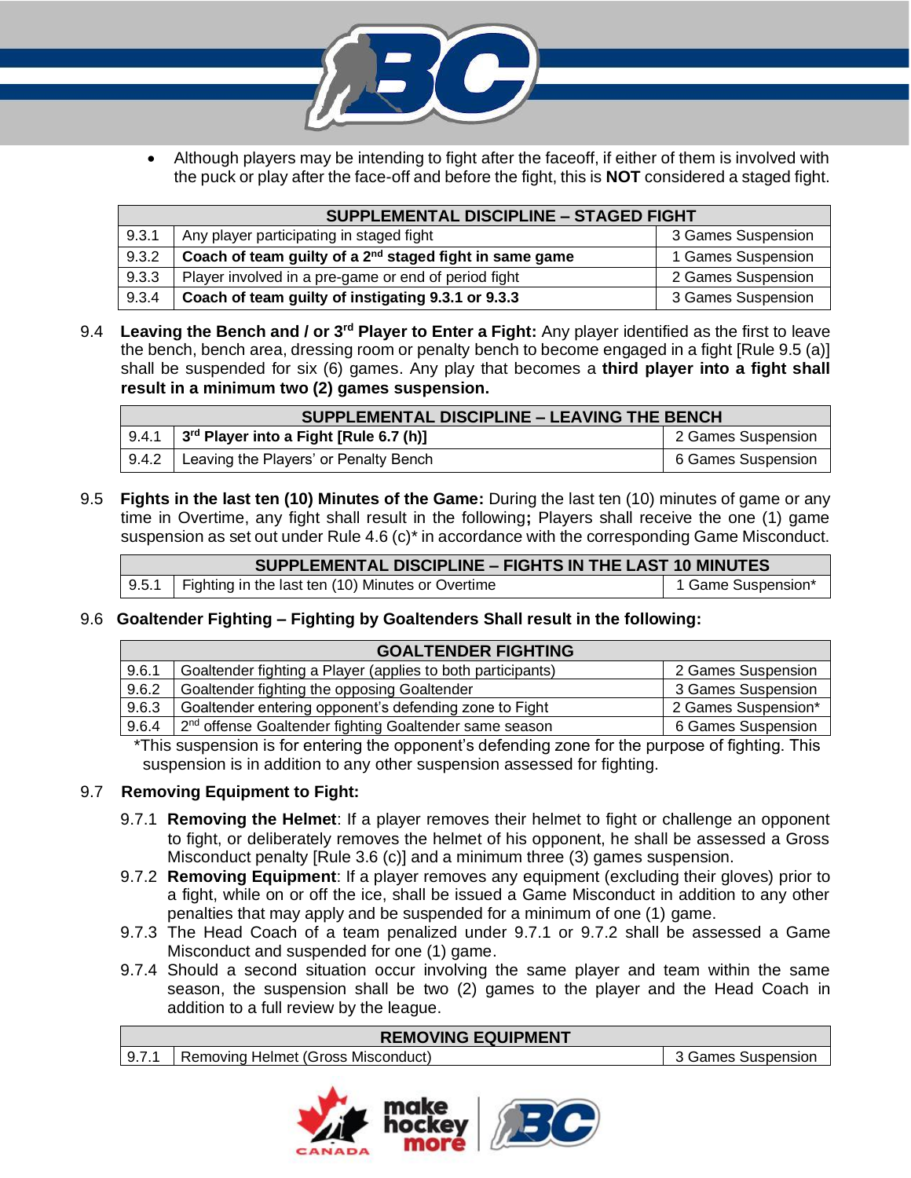- Although players may be intending to fight after the faceoff, if either of them is involved with the puck or play after the face-off and before the fight, this is **NOT** considered a staged fight.

| SUPPLEMENTAL DISCIPLINE – STAGED FIGHT | | |
|---|---|---|
| 9.3.1 | Any player participating in staged fight | 3 Games Suspension |
| 9.3.2 | **Coach of team guilty of a 2nd staged fight in same game** | 1 Games Suspension |
| 9.3.3 | Player involved in a pre-game or end of period fight | 2 Games Suspension |
| 9.3.4 | **Coach of team guilty of instigating 9.3.1 or 9.3.3** | 3 Games Suspension |

9.4 **Leaving the Bench and / or 3rd Player to Enter a Fight:** Any player identified as the first to leave the bench, bench area, dressing room or penalty bench to become engaged in a fight [Rule 9.5 (a)] shall be suspended for six (6) games. Any play that becomes a **third player into a fight shall result in a minimum two (2) games suspension.**

| SUPPLEMENTAL DISCIPLINE – LEAVING THE BENCH | | |
|---|---|---|
| 9.4.1 | **3rd Player into a Fight [Rule 6.7 (h)]** | 2 Games Suspension |
| 9.4.2 | Leaving the Players' or Penalty Bench | 6 Games Suspension |

9.5 **Fights in the last ten (10) Minutes of the Game:** During the last ten (10) minutes of game or any time in Overtime, any fight shall result in the following**;** Players shall receive the one (1) game suspension as set out under Rule 4.6 (c)* in accordance with the corresponding Game Misconduct.

| SUPPLEMENTAL DISCIPLINE – FIGHTS IN THE LAST 10 MINUTES | | |
|---|---|---|
| 9.5.1 | Fighting in the last ten (10) Minutes or Overtime | 1 Game Suspension* |

9.6 **Goaltender Fighting – Fighting by Goaltenders Shall result in the following:**

| GOALTENDER FIGHTING | | |
|---|---|---|
| 9.6.1 | Goaltender fighting a Player (applies to both participants) | 2 Games Suspension |
| 9.6.2 | Goaltender fighting the opposing Goaltender | 3 Games Suspension |
| 9.6.3 | Goaltender entering opponent's defending zone to Fight | 2 Games Suspension* |
| 9.6.4 | 2nd offense Goaltender fighting Goaltender same season | 6 Games Suspension |

*This suspension is for entering the opponent's defending zone for the purpose of fighting. This suspension is in addition to any other suspension assessed for fighting.

9.7 **Removing Equipment to Fight:**

9.7.1 **Removing the Helmet**: If a player removes their helmet to fight or challenge an opponent to fight, or deliberately removes the helmet of his opponent, he shall be assessed a Gross Misconduct penalty [Rule 3.6 (c)] and a minimum three (3) games suspension.

9.7.2 **Removing Equipment**: If a player removes any equipment (excluding their gloves) prior to a fight, while on or off the ice, shall be issued a Game Misconduct in addition to any other penalties that may apply and be suspended for a minimum of one (1) game.

9.7.3 The Head Coach of a team penalized under 9.7.1 or 9.7.2 shall be assessed a Game Misconduct and suspended for one (1) game.

9.7.4 Should a second situation occur involving the same player and team within the same season, the suspension shall be two (2) games to the player and the Head Coach in addition to a full review by the league.

| REMOVING EQUIPMENT | | |
|---|---|---|
| 9.7.1 | Removing Helmet (Gross Misconduct) | 3 Games Suspension |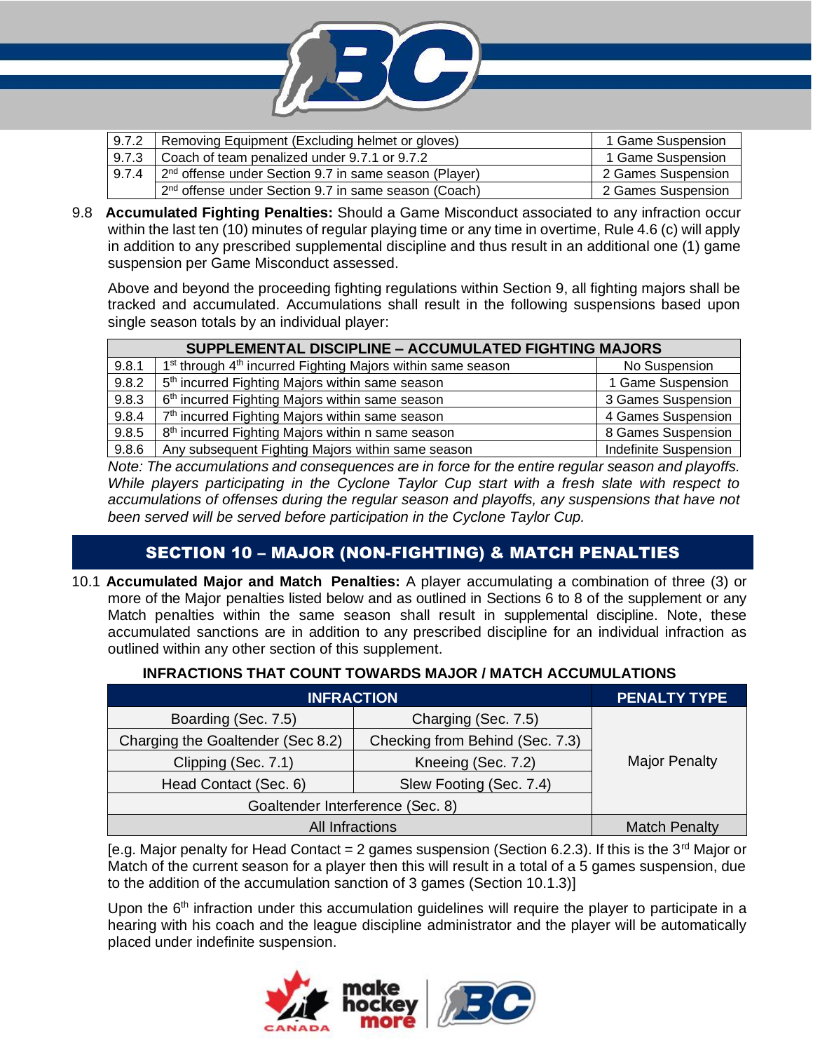| | | |
|---|---|---|
| 9.7.2 | Removing Equipment (Excluding helmet or gloves) | 1 Game Suspension |
| 9.7.3 | Coach of team penalized under 9.7.1 or 9.7.2 | 1 Game Suspension |
| 9.7.4 | 2nd offense under Section 9.7 in same season (Player) | 2 Games Suspension |
| | 2nd offense under Section 9.7 in same season (Coach) | 2 Games Suspension |

9.8 **Accumulated Fighting Penalties:** Should a Game Misconduct associated to any infraction occur within the last ten (10) minutes of regular playing time or any time in overtime, Rule 4.6 (c) will apply in addition to any prescribed supplemental discipline and thus result in an additional one (1) game suspension per Game Misconduct assessed.

Above and beyond the proceeding fighting regulations within Section 9, all fighting majors shall be tracked and accumulated. Accumulations shall result in the following suspensions based upon single season totals by an individual player:

| SUPPLEMENTAL DISCIPLINE – ACCUMULATED FIGHTING MAJORS | | |
|---|---|---|
| 9.8.1 | 1st through 4th incurred Fighting Majors within same season | No Suspension |
| 9.8.2 | 5th incurred Fighting Majors within same season | 1 Game Suspension |
| 9.8.3 | 6th incurred Fighting Majors within same season | 3 Games Suspension |
| 9.8.4 | 7th incurred Fighting Majors within same season | 4 Games Suspension |
| 9.8.5 | 8th incurred Fighting Majors within n same season | 8 Games Suspension |
| 9.8.6 | Any subsequent Fighting Majors within same season | Indefinite Suspension |

*Note: The accumulations and consequences are in force for the entire regular season and playoffs. While players participating in the Cyclone Taylor Cup start with a fresh slate with respect to accumulations of offenses during the regular season and playoffs, any suspensions that have not been served will be served before participation in the Cyclone Taylor Cup.*

## SECTION 10 – MAJOR (NON-FIGHTING) & MATCH PENALTIES

10.1 **Accumulated Major and Match Penalties:** A player accumulating a combination of three (3) or more of the Major penalties listed below and as outlined in Sections 6 to 8 of the supplement or any Match penalties within the same season shall result in supplemental discipline. Note, these accumulated sanctions are in addition to any prescribed discipline for an individual infraction as outlined within any other section of this supplement.

**INFRACTIONS THAT COUNT TOWARDS MAJOR / MATCH ACCUMULATIONS**

| INFRACTION | | PENALTY TYPE |
|---|---|---|
| Boarding (Sec. 7.5) | Charging (Sec. 7.5) | Major Penalty |
| Charging the Goaltender (Sec 8.2) | Checking from Behind (Sec. 7.3) | Major Penalty |
| Clipping (Sec. 7.1) | Kneeing (Sec. 7.2) | Major Penalty |
| Head Contact (Sec. 6) | Slew Footing (Sec. 7.4) | Major Penalty |
| Goaltender Interference (Sec. 8) | | Major Penalty |
| All Infractions | | Match Penalty |

[e.g. Major penalty for Head Contact = 2 games suspension (Section 6.2.3). If this is the 3rd Major or Match of the current season for a player then this will result in a total of a 5 games suspension, due to the addition of the accumulation sanction of 3 games (Section 10.1.3)]

Upon the 6th infraction under this accumulation guidelines will require the player to participate in a hearing with his coach and the league discipline administrator and the player will be automatically placed under indefinite suspension.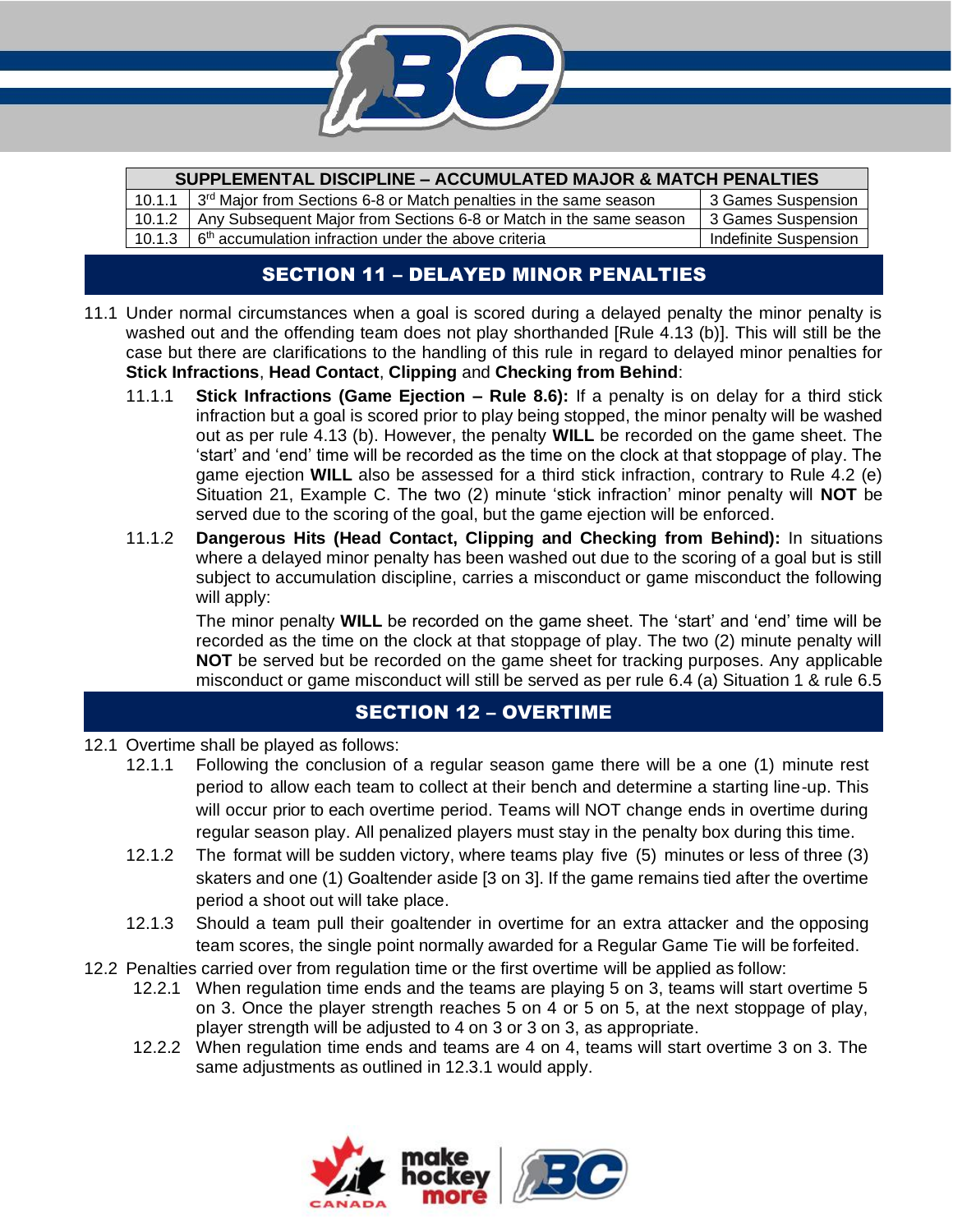| SUPPLEMENTAL DISCIPLINE – ACCUMULATED MAJOR & MATCH PENALTIES | | |
|---|---|---|
| 10.1.1 | 3rd Major from Sections 6-8 or Match penalties in the same season | 3 Games Suspension |
| 10.1.2 | Any Subsequent Major from Sections 6-8 or Match in the same season | 3 Games Suspension |
| 10.1.3 | 6th accumulation infraction under the above criteria | Indefinite Suspension |

## SECTION 11 – DELAYED MINOR PENALTIES

11.1 Under normal circumstances when a goal is scored during a delayed penalty the minor penalty is washed out and the offending team does not play shorthanded [Rule 4.13 (b)]. This will still be the case but there are clarifications to the handling of this rule in regard to delayed minor penalties for **Stick Infractions**, **Head Contact**, **Clipping** and **Checking from Behind**:

11.1.1 **Stick Infractions (Game Ejection – Rule 8.6):** If a penalty is on delay for a third stick infraction but a goal is scored prior to play being stopped, the minor penalty will be washed out as per rule 4.13 (b). However, the penalty **WILL** be recorded on the game sheet. The 'start' and 'end' time will be recorded as the time on the clock at that stoppage of play. The game ejection **WILL** also be assessed for a third stick infraction, contrary to Rule 4.2 (e) Situation 21, Example C. The two (2) minute 'stick infraction' minor penalty will **NOT** be served due to the scoring of the goal, but the game ejection will be enforced.

11.1.2 **Dangerous Hits (Head Contact, Clipping and Checking from Behind):** In situations where a delayed minor penalty has been washed out due to the scoring of a goal but is still subject to accumulation discipline, carries a misconduct or game misconduct the following will apply:

The minor penalty **WILL** be recorded on the game sheet. The 'start' and 'end' time will be recorded as the time on the clock at that stoppage of play. The two (2) minute penalty will **NOT** be served but be recorded on the game sheet for tracking purposes. Any applicable misconduct or game misconduct will still be served as per rule 6.4 (a) Situation 1 & rule 6.5

## SECTION 12 – OVERTIME

12.1 Overtime shall be played as follows:

12.1.1 Following the conclusion of a regular season game there will be a one (1) minute rest period to allow each team to collect at their bench and determine a starting line-up. This will occur prior to each overtime period. Teams will NOT change ends in overtime during regular season play. All penalized players must stay in the penalty box during this time.

12.1.2 The format will be sudden victory, where teams play five (5) minutes or less of three (3) skaters and one (1) Goaltender aside [3 on 3]. If the game remains tied after the overtime period a shoot out will take place.

12.1.3 Should a team pull their goaltender in overtime for an extra attacker and the opposing team scores, the single point normally awarded for a Regular Game Tie will be forfeited.

12.2 Penalties carried over from regulation time or the first overtime will be applied as follow:

12.2.1 When regulation time ends and the teams are playing 5 on 3, teams will start overtime 5 on 3. Once the player strength reaches 5 on 4 or 5 on 5, at the next stoppage of play, player strength will be adjusted to 4 on 3 or 3 on 3, as appropriate.

12.2.2 When regulation time ends and teams are 4 on 4, teams will start overtime 3 on 3. The same adjustments as outlined in 12.3.1 would apply.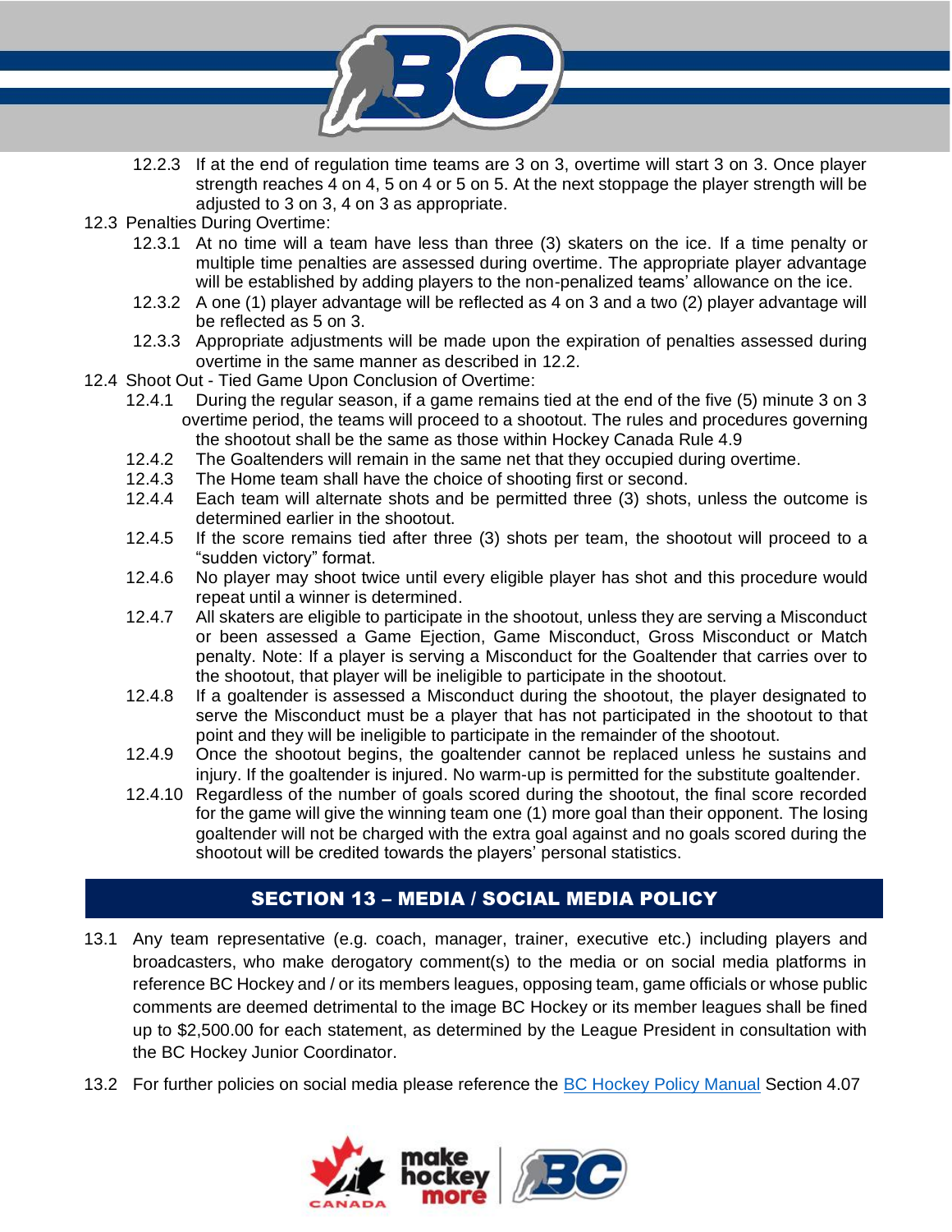12.2.3 If at the end of regulation time teams are 3 on 3, overtime will start 3 on 3. Once player strength reaches 4 on 4, 5 on 4 or 5 on 5. At the next stoppage the player strength will be adjusted to 3 on 3, 4 on 3 as appropriate.

12.3 Penalties During Overtime:

12.3.1 At no time will a team have less than three (3) skaters on the ice. If a time penalty or multiple time penalties are assessed during overtime. The appropriate player advantage will be established by adding players to the non-penalized teams' allowance on the ice.

12.3.2 A one (1) player advantage will be reflected as 4 on 3 and a two (2) player advantage will be reflected as 5 on 3.

12.3.3 Appropriate adjustments will be made upon the expiration of penalties assessed during overtime in the same manner as described in 12.2.

12.4 Shoot Out - Tied Game Upon Conclusion of Overtime:

12.4.1 During the regular season, if a game remains tied at the end of the five (5) minute 3 on 3 overtime period, the teams will proceed to a shootout. The rules and procedures governing the shootout shall be the same as those within Hockey Canada Rule 4.9

12.4.2 The Goaltenders will remain in the same net that they occupied during overtime.

12.4.3 The Home team shall have the choice of shooting first or second.

12.4.4 Each team will alternate shots and be permitted three (3) shots, unless the outcome is determined earlier in the shootout.

12.4.5 If the score remains tied after three (3) shots per team, the shootout will proceed to a "sudden victory" format.

12.4.6 No player may shoot twice until every eligible player has shot and this procedure would repeat until a winner is determined.

12.4.7 All skaters are eligible to participate in the shootout, unless they are serving a Misconduct or been assessed a Game Ejection, Game Misconduct, Gross Misconduct or Match penalty. Note: If a player is serving a Misconduct for the Goaltender that carries over to the shootout, that player will be ineligible to participate in the shootout.

12.4.8 If a goaltender is assessed a Misconduct during the shootout, the player designated to serve the Misconduct must be a player that has not participated in the shootout to that point and they will be ineligible to participate in the remainder of the shootout.

12.4.9 Once the shootout begins, the goaltender cannot be replaced unless he sustains and injury. If the goaltender is injured. No warm-up is permitted for the substitute goaltender.

12.4.10 Regardless of the number of goals scored during the shootout, the final score recorded for the game will give the winning team one (1) more goal than their opponent. The losing goaltender will not be charged with the extra goal against and no goals scored during the shootout will be credited towards the players' personal statistics.

## SECTION 13 – MEDIA / SOCIAL MEDIA POLICY

13.1 Any team representative (e.g. coach, manager, trainer, executive etc.) including players and broadcasters, who make derogatory comment(s) to the media or on social media platforms in reference BC Hockey and / or its members leagues, opposing team, game officials or whose public comments are deemed detrimental to the image BC Hockey or its member leagues shall be fined up to $2,500.00 for each statement, as determined by the League President in consultation with the BC Hockey Junior Coordinator.

13.2 For further policies on social media please reference the BC Hockey Policy Manual Section 4.07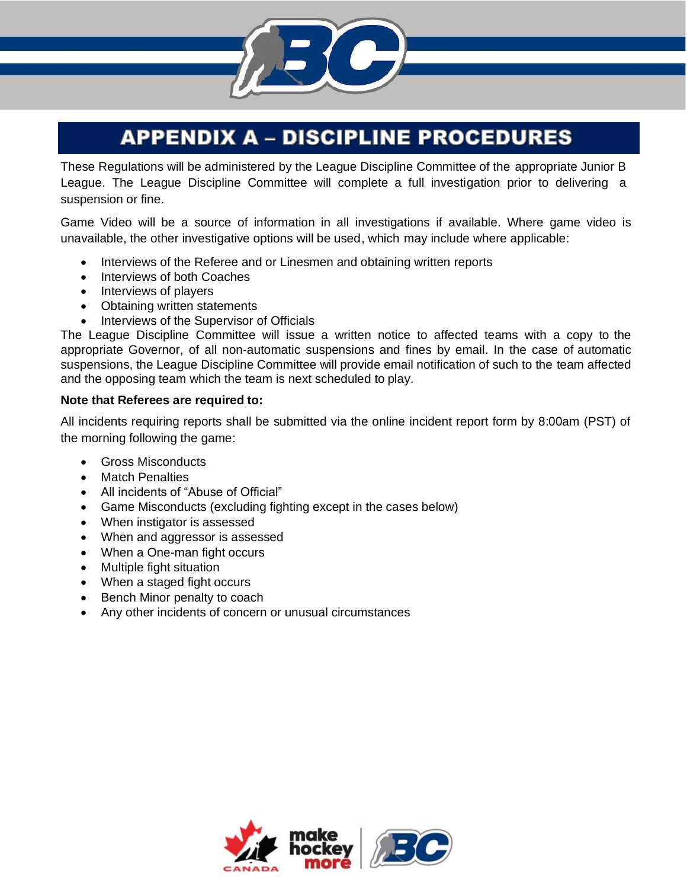# APPENDIX A – DISCIPLINE PROCEDURES

These Regulations will be administered by the League Discipline Committee of the appropriate Junior B League. The League Discipline Committee will complete a full investigation prior to delivering a suspension or fine.

Game Video will be a source of information in all investigations if available. Where game video is unavailable, the other investigative options will be used, which may include where applicable:

- Interviews of the Referee and or Linesmen and obtaining written reports
- Interviews of both Coaches
- Interviews of players
- Obtaining written statements
- Interviews of the Supervisor of Officials

The League Discipline Committee will issue a written notice to affected teams with a copy to the appropriate Governor, of all non-automatic suspensions and fines by email. In the case of automatic suspensions, the League Discipline Committee will provide email notification of such to the team affected and the opposing team which the team is next scheduled to play.

**Note that Referees are required to:**

All incidents requiring reports shall be submitted via the online incident report form by 8:00am (PST) of the morning following the game:

- Gross Misconducts
- Match Penalties
- All incidents of "Abuse of Official"
- Game Misconducts (excluding fighting except in the cases below)
- When instigator is assessed
- When and aggressor is assessed
- When a One-man fight occurs
- Multiple fight situation
- When a staged fight occurs
- Bench Minor penalty to coach
- Any other incidents of concern or unusual circumstances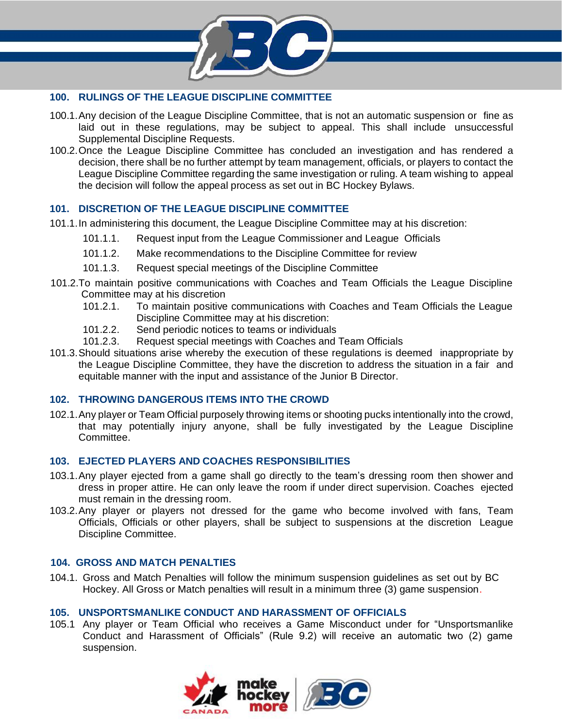## 100. RULINGS OF THE LEAGUE DISCIPLINE COMMITTEE

100.1. Any decision of the League Discipline Committee, that is not an automatic suspension or fine as laid out in these regulations, may be subject to appeal. This shall include unsuccessful Supplemental Discipline Requests.

100.2. Once the League Discipline Committee has concluded an investigation and has rendered a decision, there shall be no further attempt by team management, officials, or players to contact the League Discipline Committee regarding the same investigation or ruling. A team wishing to appeal the decision will follow the appeal process as set out in BC Hockey Bylaws.

## 101. DISCRETION OF THE LEAGUE DISCIPLINE COMMITTEE

101.1. In administering this document, the League Discipline Committee may at his discretion:

- 101.1.1. Request input from the League Commissioner and League Officials
- 101.1.2. Make recommendations to the Discipline Committee for review
- 101.1.3. Request special meetings of the Discipline Committee

101.2. To maintain positive communications with Coaches and Team Officials the League Discipline Committee may at his discretion

- 101.2.1. To maintain positive communications with Coaches and Team Officials the League Discipline Committee may at his discretion:
- 101.2.2. Send periodic notices to teams or individuals
- 101.2.3. Request special meetings with Coaches and Team Officials

101.3. Should situations arise whereby the execution of these regulations is deemed inappropriate by the League Discipline Committee, they have the discretion to address the situation in a fair and equitable manner with the input and assistance of the Junior B Director.

## 102. THROWING DANGEROUS ITEMS INTO THE CROWD

102.1. Any player or Team Official purposely throwing items or shooting pucks intentionally into the crowd, that may potentially injury anyone, shall be fully investigated by the League Discipline Committee.

## 103. EJECTED PLAYERS AND COACHES RESPONSIBILITIES

103.1. Any player ejected from a game shall go directly to the team's dressing room then shower and dress in proper attire. He can only leave the room if under direct supervision. Coaches ejected must remain in the dressing room.

103.2. Any player or players not dressed for the game who become involved with fans, Team Officials, Officials or other players, shall be subject to suspensions at the discretion League Discipline Committee.

## 104. GROSS AND MATCH PENALTIES

104.1. Gross and Match Penalties will follow the minimum suspension guidelines as set out by BC Hockey. All Gross or Match penalties will result in a minimum three (3) game suspension.

## 105. UNSPORTSMANLIKE CONDUCT AND HARASSMENT OF OFFICIALS

105.1 Any player or Team Official who receives a Game Misconduct under for "Unsportsmanlike Conduct and Harassment of Officials" (Rule 9.2) will receive an automatic two (2) game suspension.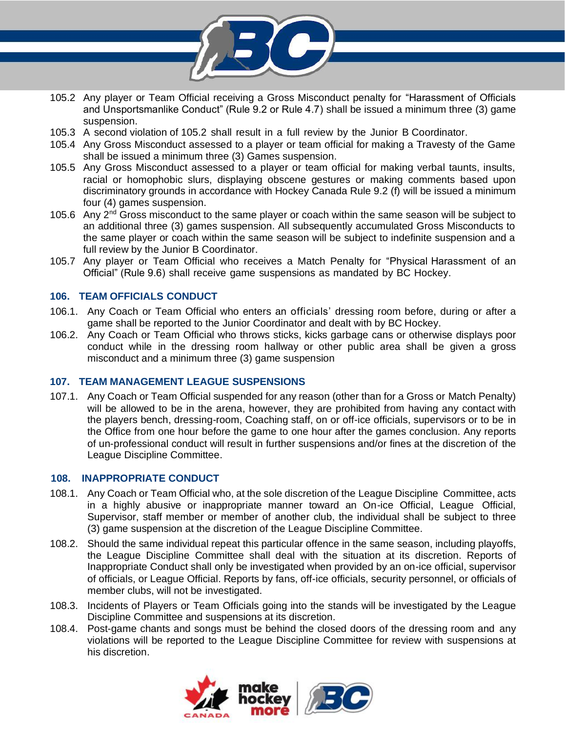105.2 Any player or Team Official receiving a Gross Misconduct penalty for "Harassment of Officials and Unsportsmanlike Conduct" (Rule 9.2 or Rule 4.7) shall be issued a minimum three (3) game suspension.

105.3 A second violation of 105.2 shall result in a full review by the Junior B Coordinator.

105.4 Any Gross Misconduct assessed to a player or team official for making a Travesty of the Game shall be issued a minimum three (3) Games suspension.

105.5 Any Gross Misconduct assessed to a player or team official for making verbal taunts, insults, racial or homophobic slurs, displaying obscene gestures or making comments based upon discriminatory grounds in accordance with Hockey Canada Rule 9.2 (f) will be issued a minimum four (4) games suspension.

105.6 Any 2nd Gross misconduct to the same player or coach within the same season will be subject to an additional three (3) games suspension. All subsequently accumulated Gross Misconducts to the same player or coach within the same season will be subject to indefinite suspension and a full review by the Junior B Coordinator.

105.7 Any player or Team Official who receives a Match Penalty for "Physical Harassment of an Official" (Rule 9.6) shall receive game suspensions as mandated by BC Hockey.

### 106. TEAM OFFICIALS CONDUCT

106.1. Any Coach or Team Official who enters an officials' dressing room before, during or after a game shall be reported to the Junior Coordinator and dealt with by BC Hockey.

106.2. Any Coach or Team Official who throws sticks, kicks garbage cans or otherwise displays poor conduct while in the dressing room hallway or other public area shall be given a gross misconduct and a minimum three (3) game suspension

### 107. TEAM MANAGEMENT LEAGUE SUSPENSIONS

107.1. Any Coach or Team Official suspended for any reason (other than for a Gross or Match Penalty) will be allowed to be in the arena, however, they are prohibited from having any contact with the players bench, dressing-room, Coaching staff, on or off-ice officials, supervisors or to be in the Office from one hour before the game to one hour after the games conclusion. Any reports of un-professional conduct will result in further suspensions and/or fines at the discretion of the League Discipline Committee.

### 108. INAPPROPRIATE CONDUCT

108.1. Any Coach or Team Official who, at the sole discretion of the League Discipline Committee, acts in a highly abusive or inappropriate manner toward an On-ice Official, League Official, Supervisor, staff member or member of another club, the individual shall be subject to three (3) game suspension at the discretion of the League Discipline Committee.

108.2. Should the same individual repeat this particular offence in the same season, including playoffs, the League Discipline Committee shall deal with the situation at its discretion. Reports of Inappropriate Conduct shall only be investigated when provided by an on-ice official, supervisor of officials, or League Official. Reports by fans, off-ice officials, security personnel, or officials of member clubs, will not be investigated.

108.3. Incidents of Players or Team Officials going into the stands will be investigated by the League Discipline Committee and suspensions at its discretion.

108.4. Post-game chants and songs must be behind the closed doors of the dressing room and any violations will be reported to the League Discipline Committee for review with suspensions at his discretion.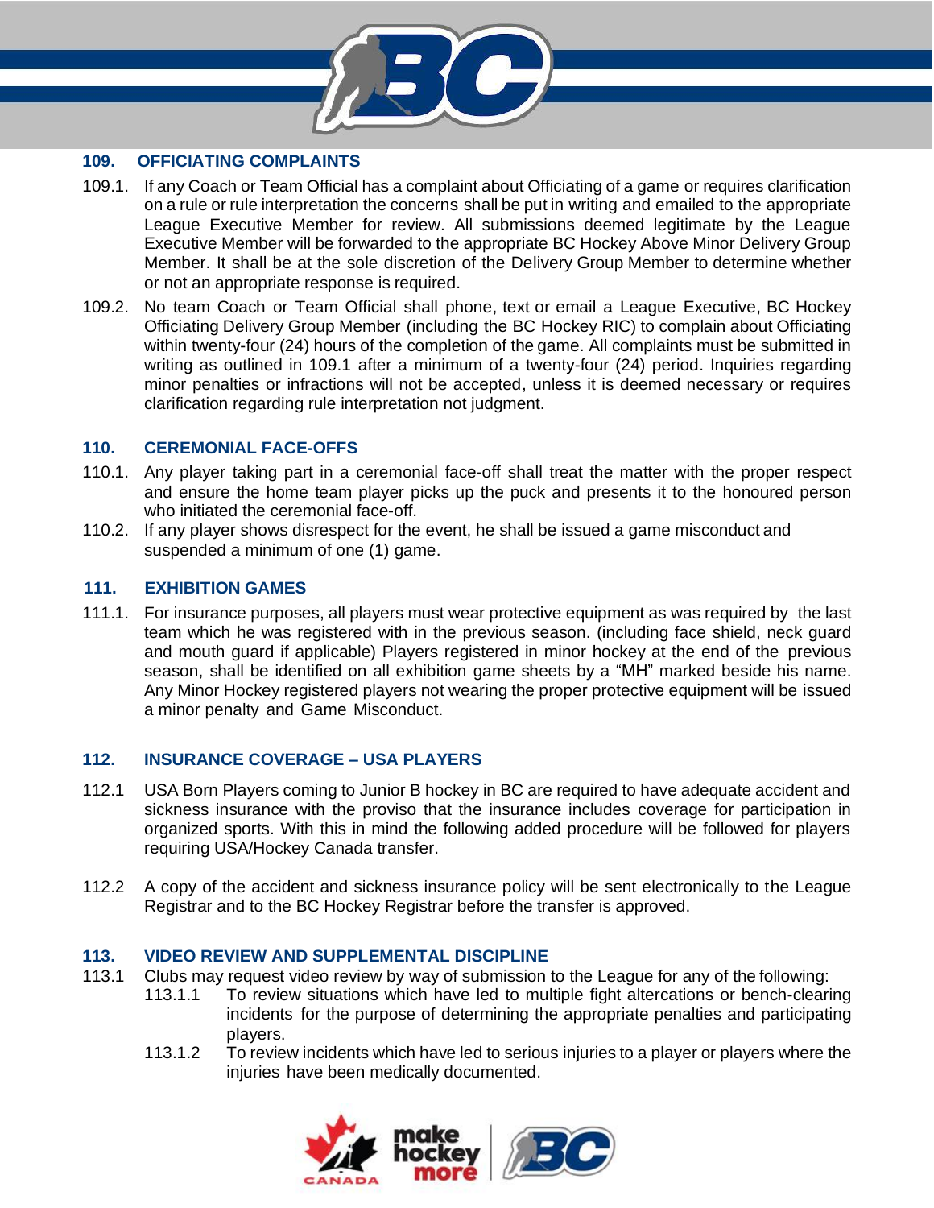## 109. OFFICIATING COMPLAINTS

109.1. If any Coach or Team Official has a complaint about Officiating of a game or requires clarification on a rule or rule interpretation the concerns shall be put in writing and emailed to the appropriate League Executive Member for review. All submissions deemed legitimate by the League Executive Member will be forwarded to the appropriate BC Hockey Above Minor Delivery Group Member. It shall be at the sole discretion of the Delivery Group Member to determine whether or not an appropriate response is required.

109.2. No team Coach or Team Official shall phone, text or email a League Executive, BC Hockey Officiating Delivery Group Member (including the BC Hockey RIC) to complain about Officiating within twenty-four (24) hours of the completion of the game. All complaints must be submitted in writing as outlined in 109.1 after a minimum of a twenty-four (24) period. Inquiries regarding minor penalties or infractions will not be accepted, unless it is deemed necessary or requires clarification regarding rule interpretation not judgment.

## 110. CEREMONIAL FACE-OFFS

110.1. Any player taking part in a ceremonial face-off shall treat the matter with the proper respect and ensure the home team player picks up the puck and presents it to the honoured person who initiated the ceremonial face-off.

110.2. If any player shows disrespect for the event, he shall be issued a game misconduct and suspended a minimum of one (1) game.

## 111. EXHIBITION GAMES

111.1. For insurance purposes, all players must wear protective equipment as was required by the last team which he was registered with in the previous season. (including face shield, neck guard and mouth guard if applicable) Players registered in minor hockey at the end of the previous season, shall be identified on all exhibition game sheets by a "MH" marked beside his name. Any Minor Hockey registered players not wearing the proper protective equipment will be issued a minor penalty and Game Misconduct.

## 112. INSURANCE COVERAGE – USA PLAYERS

112.1 USA Born Players coming to Junior B hockey in BC are required to have adequate accident and sickness insurance with the proviso that the insurance includes coverage for participation in organized sports. With this in mind the following added procedure will be followed for players requiring USA/Hockey Canada transfer.

112.2 A copy of the accident and sickness insurance policy will be sent electronically to the League Registrar and to the BC Hockey Registrar before the transfer is approved.

## 113. VIDEO REVIEW AND SUPPLEMENTAL DISCIPLINE

113.1 Clubs may request video review by way of submission to the League for any of the following:

- 113.1.1 To review situations which have led to multiple fight altercations or bench-clearing incidents for the purpose of determining the appropriate penalties and participating players.
- 113.1.2 To review incidents which have led to serious injuries to a player or players where the injuries have been medically documented.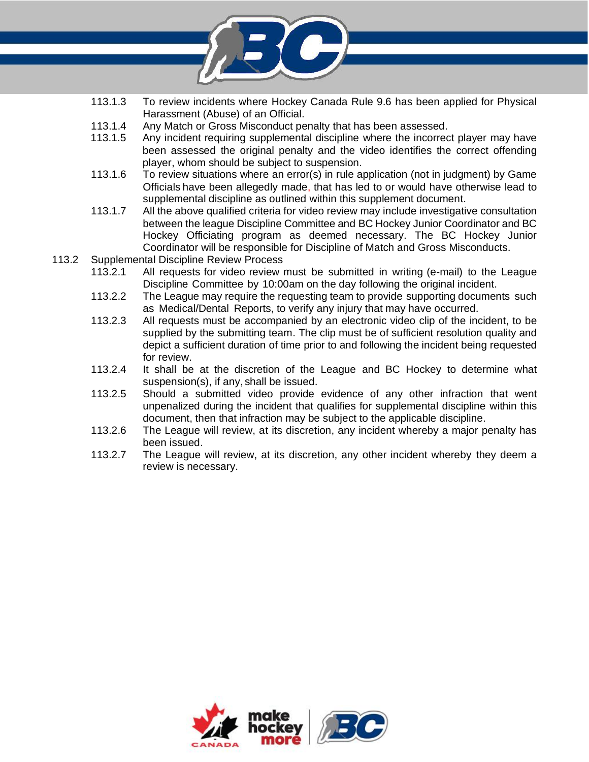113.1.3 To review incidents where Hockey Canada Rule 9.6 has been applied for Physical Harassment (Abuse) of an Official.

113.1.4 Any Match or Gross Misconduct penalty that has been assessed.

113.1.5 Any incident requiring supplemental discipline where the incorrect player may have been assessed the original penalty and the video identifies the correct offending player, whom should be subject to suspension.

113.1.6 To review situations where an error(s) in rule application (not in judgment) by Game Officials have been allegedly made, that has led to or would have otherwise lead to supplemental discipline as outlined within this supplement document.

113.1.7 All the above qualified criteria for video review may include investigative consultation between the league Discipline Committee and BC Hockey Junior Coordinator and BC Hockey Officiating program as deemed necessary. The BC Hockey Junior Coordinator will be responsible for Discipline of Match and Gross Misconducts.

113.2 Supplemental Discipline Review Process

113.2.1 All requests for video review must be submitted in writing (e-mail) to the League Discipline Committee by 10:00am on the day following the original incident.

113.2.2 The League may require the requesting team to provide supporting documents such as Medical/Dental Reports, to verify any injury that may have occurred.

113.2.3 All requests must be accompanied by an electronic video clip of the incident, to be supplied by the submitting team. The clip must be of sufficient resolution quality and depict a sufficient duration of time prior to and following the incident being requested for review.

113.2.4 It shall be at the discretion of the League and BC Hockey to determine what suspension(s), if any, shall be issued.

113.2.5 Should a submitted video provide evidence of any other infraction that went unpenalized during the incident that qualifies for supplemental discipline within this document, then that infraction may be subject to the applicable discipline.

113.2.6 The League will review, at its discretion, any incident whereby a major penalty has been issued.

113.2.7 The League will review, at its discretion, any other incident whereby they deem a review is necessary.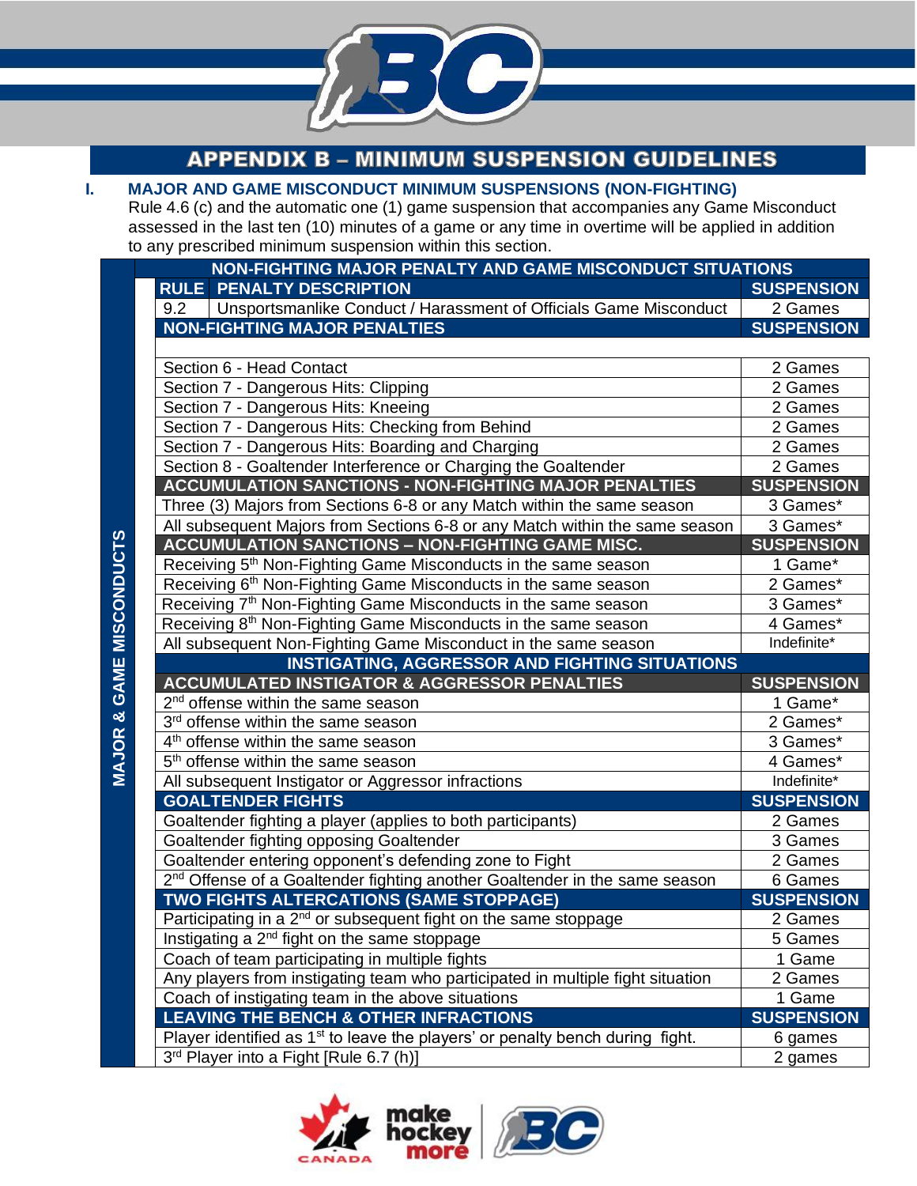# APPENDIX B – MINIMUM SUSPENSION GUIDELINES

## I. MAJOR AND GAME MISCONDUCT MINIMUM SUSPENSIONS (NON-FIGHTING)

Rule 4.6 (c) and the automatic one (1) game suspension that accompanies any Game Misconduct assessed in the last ten (10) minutes of a game or any time in overtime will be applied in addition to any prescribed minimum suspension within this section.

**MAJOR & GAME MISCONDUCTS**

| NON-FIGHTING MAJOR PENALTY AND GAME MISCONDUCT SITUATIONS | | |
|---|---|---|
| **RULE** | **PENALTY DESCRIPTION** | **SUSPENSION** |
| 9.2 | Unsportsmanlike Conduct / Harassment of Officials Game Misconduct | 2 Games |
| **NON-FIGHTING MAJOR PENALTIES** | | **SUSPENSION** |
| | | |
| Section 6 - Head Contact | | 2 Games |
| Section 7 - Dangerous Hits: Clipping | | 2 Games |
| Section 7 - Dangerous Hits: Kneeing | | 2 Games |
| Section 7 - Dangerous Hits: Checking from Behind | | 2 Games |
| Section 7 - Dangerous Hits: Boarding and Charging | | 2 Games |
| Section 8 - Goaltender Interference or Charging the Goaltender | | 2 Games |
| **ACCUMULATION SANCTIONS - NON-FIGHTING MAJOR PENALTIES** | | **SUSPENSION** |
| Three (3) Majors from Sections 6-8 or any Match within the same season | | 3 Games* |
| All subsequent Majors from Sections 6-8 or any Match within the same season | | 3 Games* |
| **ACCUMULATION SANCTIONS – NON-FIGHTING GAME MISC.** | | **SUSPENSION** |
| Receiving 5th Non-Fighting Game Misconducts in the same season | | 1 Game* |
| Receiving 6th Non-Fighting Game Misconducts in the same season | | 2 Games* |
| Receiving 7th Non-Fighting Game Misconducts in the same season | | 3 Games* |
| Receiving 8th Non-Fighting Game Misconducts in the same season | | 4 Games* |
| All subsequent Non-Fighting Game Misconduct in the same season | | Indefinite* |
| **INSTIGATING, AGGRESSOR AND FIGHTING SITUATIONS** | | |
| **ACCUMULATED INSTIGATOR & AGGRESSOR PENALTIES** | | **SUSPENSION** |
| 2nd offense within the same season | | 1 Game* |
| 3rd offense within the same season | | 2 Games* |
| 4th offense within the same season | | 3 Games* |
| 5th offense within the same season | | 4 Games* |
| All subsequent Instigator or Aggressor infractions | | Indefinite* |
| **GOALTENDER FIGHTS** | | **SUSPENSION** |
| Goaltender fighting a player (applies to both participants) | | 2 Games |
| Goaltender fighting opposing Goaltender | | 3 Games |
| Goaltender entering opponent's defending zone to Fight | | 2 Games |
| 2nd Offense of a Goaltender fighting another Goaltender in the same season | | 6 Games |
| **TWO FIGHTS ALTERCATIONS (SAME STOPPAGE)** | | **SUSPENSION** |
| Participating in a 2nd or subsequent fight on the same stoppage | | 2 Games |
| Instigating a 2nd fight on the same stoppage | | 5 Games |
| Coach of team participating in multiple fights | | 1 Game |
| Any players from instigating team who participated in multiple fight situation | | 2 Games |
| Coach of instigating team in the above situations | | 1 Game |
| **LEAVING THE BENCH & OTHER INFRACTIONS** | | **SUSPENSION** |
| Player identified as 1st to leave the players' or penalty bench during fight. | | 6 games |
| 3rd Player into a Fight [Rule 6.7 (h)] | | 2 games |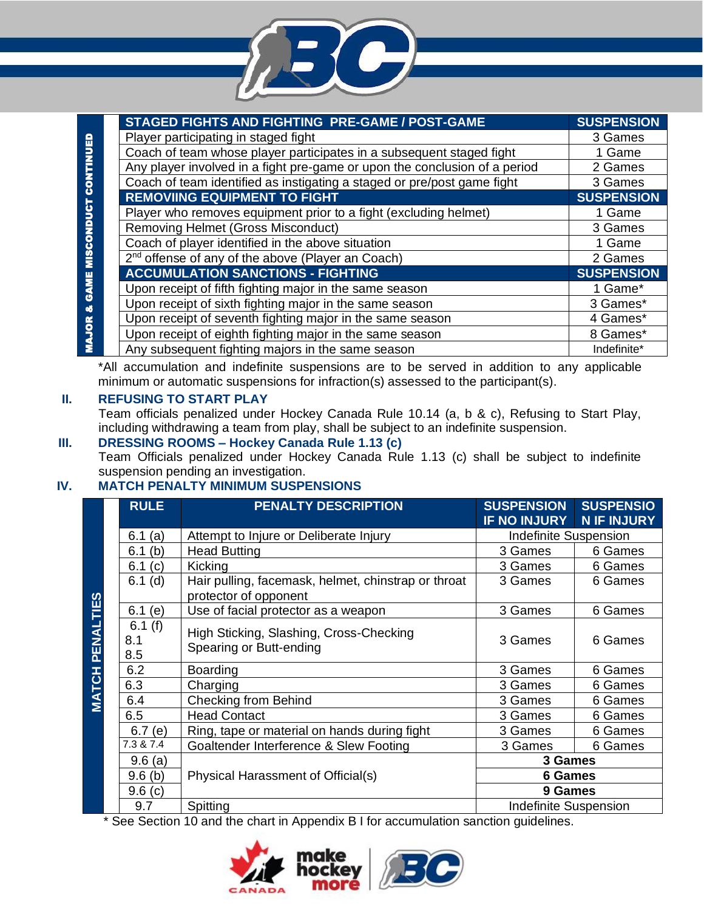| MAJOR & GAME MISCONDUCT CONTINUED | STAGED FIGHTS AND FIGHTING PRE-GAME / POST-GAME | SUSPENSION |
|---|---|---|
| | Player participating in staged fight | 3 Games |
| | Coach of team whose player participates in a subsequent staged fight | 1 Game |
| | Any player involved in a fight pre-game or upon the conclusion of a period | 2 Games |
| | Coach of team identified as instigating a staged or pre/post game fight | 3 Games |
| | **REMOVIING EQUIPMENT TO FIGHT** | **SUSPENSION** |
| | Player who removes equipment prior to a fight (excluding helmet) | 1 Game |
| | Removing Helmet (Gross Misconduct) | 3 Games |
| | Coach of player identified in the above situation | 1 Game |
| | 2nd offense of any of the above (Player an Coach) | 2 Games |
| | **ACCUMULATION SANCTIONS - FIGHTING** | **SUSPENSION** |
| | Upon receipt of fifth fighting major in the same season | 1 Game* |
| | Upon receipt of sixth fighting major in the same season | 3 Games* |
| | Upon receipt of seventh fighting major in the same season | 4 Games* |
| | Upon receipt of eighth fighting major in the same season | 8 Games* |
| | Any subsequent fighting majors in the same season | Indefinite* |

*All accumulation and indefinite suspensions are to be served in addition to any applicable minimum or automatic suspensions for infraction(s) assessed to the participant(s).

## II. REFUSING TO START PLAY

Team officials penalized under Hockey Canada Rule 10.14 (a, b & c), Refusing to Start Play, including withdrawing a team from play, shall be subject to an indefinite suspension.

## III. DRESSING ROOMS – Hockey Canada Rule 1.13 (c)

Team Officials penalized under Hockey Canada Rule 1.13 (c) shall be subject to indefinite suspension pending an investigation.

## IV. MATCH PENALTY MINIMUM SUSPENSIONS

| MATCH PENALTIES | RULE | PENALTY DESCRIPTION | SUSPENSION IF NO INJURY | SUSPENSION IF INJURY |
|---|---|---|---|---|
| | 6.1 (a) | Attempt to Injure or Deliberate Injury | Indefinite Suspension | |
| | 6.1 (b) | Head Butting | 3 Games | 6 Games |
| | 6.1 (c) | Kicking | 3 Games | 6 Games |
| | 6.1 (d) | Hair pulling, facemask, helmet, chinstrap or throat protector of opponent | 3 Games | 6 Games |
| | 6.1 (e) | Use of facial protector as a weapon | 3 Games | 6 Games |
| | 6.1 (f) 8.1 8.5 | High Sticking, Slashing, Cross-Checking Spearing or Butt-ending | 3 Games | 6 Games |
| | 6.2 | Boarding | 3 Games | 6 Games |
| | 6.3 | Charging | 3 Games | 6 Games |
| | 6.4 | Checking from Behind | 3 Games | 6 Games |
| | 6.5 | Head Contact | 3 Games | 6 Games |
| | 6.7 (e) | Ring, tape or material on hands during fight | 3 Games | 6 Games |
| | 7.3 & 7.4 | Goaltender Interference & Slew Footing | 3 Games | 6 Games |
| | 9.6 (a) | Physical Harassment of Official(s) | **3 Games** | |
| | 9.6 (b) | | **6 Games** | |
| | 9.6 (c) | | **9 Games** | |
| | 9.7 | Spitting | Indefinite Suspension | |

\* See Section 10 and the chart in Appendix B I for accumulation sanction guidelines.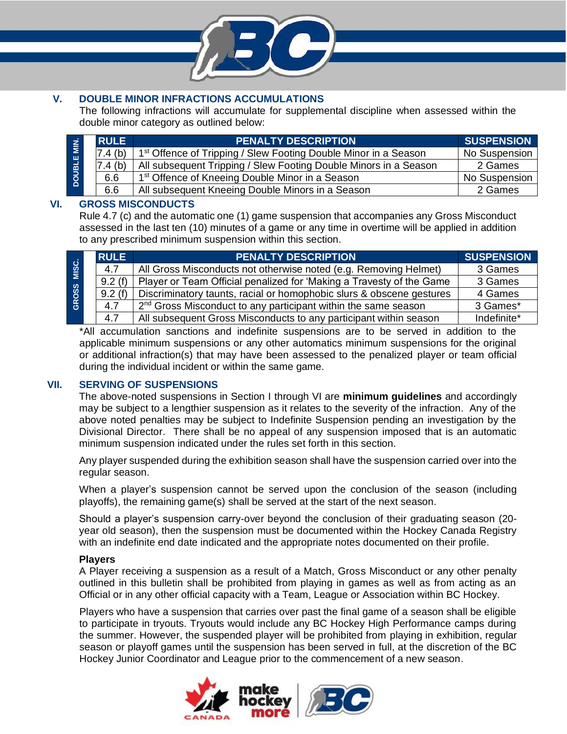## V. DOUBLE MINOR INFRACTIONS ACCUMULATIONS

The following infractions will accumulate for supplemental discipline when assessed within the double minor category as outlined below:

| | RULE | PENALTY DESCRIPTION | SUSPENSION |
|---|---|---|---|
| DOUBLE MIN. | 7.4 (b) | 1st Offence of Tripping / Slew Footing Double Minor in a Season | No Suspension |
| | 7.4 (b) | All subsequent Tripping / Slew Footing Double Minors in a Season | 2 Games |
| | 6.6 | 1st Offence of Kneeing Double Minor in a Season | No Suspension |
| | 6.6 | All subsequent Kneeing Double Minors in a Season | 2 Games |

## VI. GROSS MISCONDUCTS

Rule 4.7 (c) and the automatic one (1) game suspension that accompanies any Gross Misconduct assessed in the last ten (10) minutes of a game or any time in overtime will be applied in addition to any prescribed minimum suspension within this section.

| | RULE | PENALTY DESCRIPTION | SUSPENSION |
|---|---|---|---|
| GROSS MISC. | 4.7 | All Gross Misconducts not otherwise noted (e.g. Removing Helmet) | 3 Games |
| | 9.2 (f) | Player or Team Official penalized for 'Making a Travesty of the Game | 3 Games |
| | 9.2 (f) | Discriminatory taunts, racial or homophobic slurs & obscene gestures | 4 Games |
| | 4.7 | 2nd Gross Misconduct to any participant within the same season | 3 Games* |
| | 4.7 | All subsequent Gross Misconducts to any participant within season | Indefinite* |

*All accumulation sanctions and indefinite suspensions are to be served in addition to the applicable minimum suspensions or any other automatics minimum suspensions for the original or additional infraction(s) that may have been assessed to the penalized player or team official during the individual incident or within the same game.

## VII. SERVING OF SUSPENSIONS

The above-noted suspensions in Section I through VI are **minimum guidelines** and accordingly may be subject to a lengthier suspension as it relates to the severity of the infraction. Any of the above noted penalties may be subject to Indefinite Suspension pending an investigation by the Divisional Director. There shall be no appeal of any suspension imposed that is an automatic minimum suspension indicated under the rules set forth in this section.

Any player suspended during the exhibition season shall have the suspension carried over into the regular season.

When a player's suspension cannot be served upon the conclusion of the season (including playoffs), the remaining game(s) shall be served at the start of the next season.

Should a player's suspension carry-over beyond the conclusion of their graduating season (20-year old season), then the suspension must be documented within the Hockey Canada Registry with an indefinite end date indicated and the appropriate notes documented on their profile.

**Players**

A Player receiving a suspension as a result of a Match, Gross Misconduct or any other penalty outlined in this bulletin shall be prohibited from playing in games as well as from acting as an Official or in any other official capacity with a Team, League or Association within BC Hockey.

Players who have a suspension that carries over past the final game of a season shall be eligible to participate in tryouts. Tryouts would include any BC Hockey High Performance camps during the summer. However, the suspended player will be prohibited from playing in exhibition, regular season or playoff games until the suspension has been served in full, at the discretion of the BC Hockey Junior Coordinator and League prior to the commencement of a new season.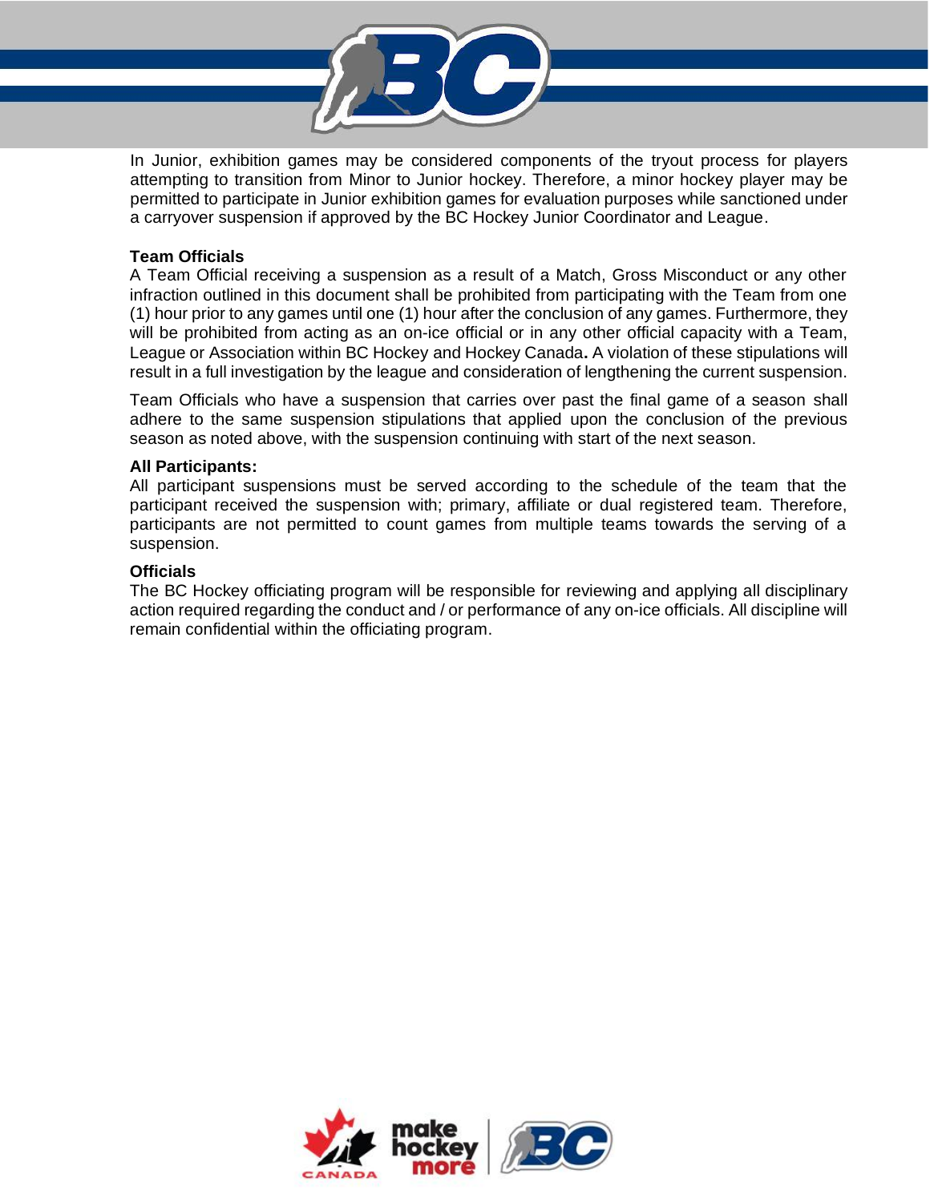In Junior, exhibition games may be considered components of the tryout process for players attempting to transition from Minor to Junior hockey. Therefore, a minor hockey player may be permitted to participate in Junior exhibition games for evaluation purposes while sanctioned under a carryover suspension if approved by the BC Hockey Junior Coordinator and League.

**Team Officials**

A Team Official receiving a suspension as a result of a Match, Gross Misconduct or any other infraction outlined in this document shall be prohibited from participating with the Team from one (1) hour prior to any games until one (1) hour after the conclusion of any games. Furthermore, they will be prohibited from acting as an on-ice official or in any other official capacity with a Team, League or Association within BC Hockey and Hockey Canada**.** A violation of these stipulations will result in a full investigation by the league and consideration of lengthening the current suspension.

Team Officials who have a suspension that carries over past the final game of a season shall adhere to the same suspension stipulations that applied upon the conclusion of the previous season as noted above, with the suspension continuing with start of the next season.

**All Participants:**

All participant suspensions must be served according to the schedule of the team that the participant received the suspension with; primary, affiliate or dual registered team. Therefore, participants are not permitted to count games from multiple teams towards the serving of a suspension.

**Officials**

The BC Hockey officiating program will be responsible for reviewing and applying all disciplinary action required regarding the conduct and / or performance of any on-ice officials. All discipline will remain confidential within the officiating program.